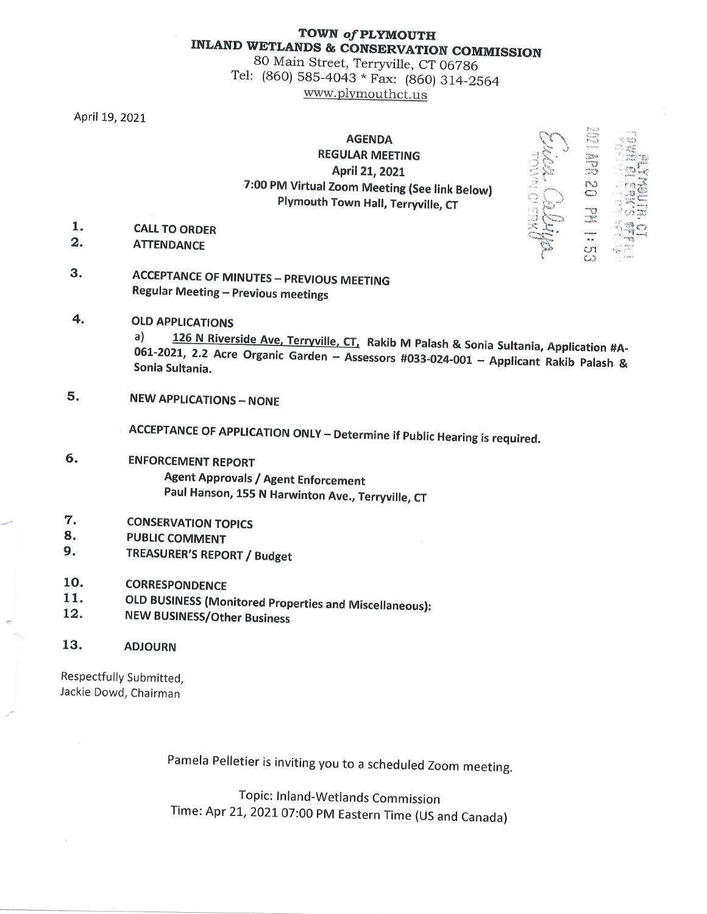# TOWN *of* PLYMOUTH
## INLAND WETLANDS & CONSERVATION COMMISSION

80 Main Street, Terryville, CT 06786
Tel: (860) 585-4043 * Fax: (860) 314-2564
www.plymouthct.us

April 19, 2021

**AGENDA**
**REGULAR MEETING**
**April 21, 2021**
**7:00 PM Virtual Zoom Meeting (See link Below)**
**Plymouth Town Hall, Terryville, CT**

PLYMOUTH, CT TOWN CLERK'S OFFICE
2021 APR 20 PM 1:53
Erica Colliga
TOWN CLERK

1. **CALL TO ORDER**
2. **ATTENDANCE**
3. **ACCEPTANCE OF MINUTES – PREVIOUS MEETING**
   **Regular Meeting – Previous meetings**
4. **OLD APPLICATIONS**
   a) **126 N Riverside Ave, Terryville, CT, Rakib M Palash & Sonia Sultania, Application #A-061-2021, 2.2 Acre Organic Garden – Assessors #033-024-001 – Applicant Rakib Palash & Sonia Sultania.**
5. **NEW APPLICATIONS – NONE**

   **ACCEPTANCE OF APPLICATION ONLY – Determine if Public Hearing is required.**
6. **ENFORCEMENT REPORT**
   **Agent Approvals / Agent Enforcement**
   **Paul Hanson, 155 N Harwinton Ave., Terryville, CT**
7. **CONSERVATION TOPICS**
8. **PUBLIC COMMENT**
9. **TREASURER'S REPORT / Budget**
10. **CORRESPONDENCE**
11. **OLD BUSINESS (Monitored Properties and Miscellaneous):**
12. **NEW BUSINESS/Other Business**
13. **ADJOURN**

Respectfully Submitted,
Jackie Dowd, Chairman

Pamela Pelletier is inviting you to a scheduled Zoom meeting.

Topic: Inland-Wetlands Commission
Time: Apr 21, 2021 07:00 PM Eastern Time (US and Canada)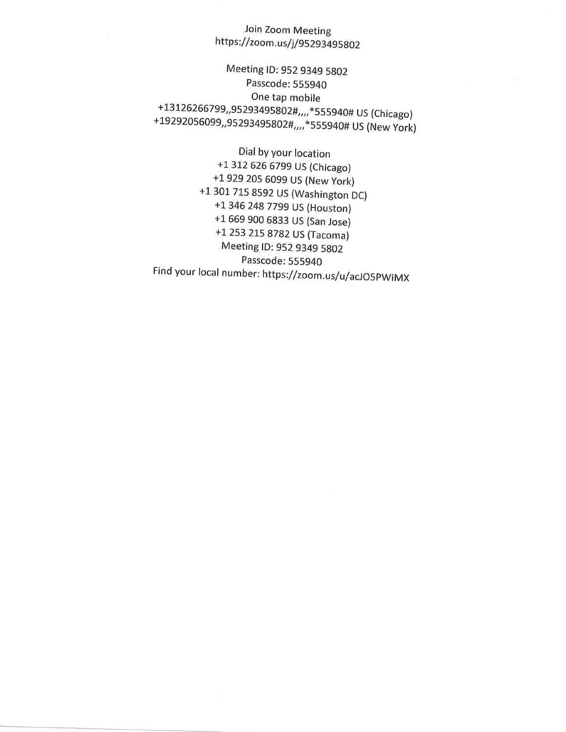Join Zoom Meeting
https://zoom.us/j/95293495802

Meeting ID: 952 9349 5802
Passcode: 555940
One tap mobile
+13126266799,,95293495802#,,,,*555940# US (Chicago)
+19292056099,,95293495802#,,,,*555940# US (New York)

Dial by your location
+1 312 626 6799 US (Chicago)
+1 929 205 6099 US (New York)
+1 301 715 8592 US (Washington DC)
+1 346 248 7799 US (Houston)
+1 669 900 6833 US (San Jose)
+1 253 215 8782 US (Tacoma)
Meeting ID: 952 9349 5802
Passcode: 555940
Find your local number: https://zoom.us/u/acJO5PWiMX